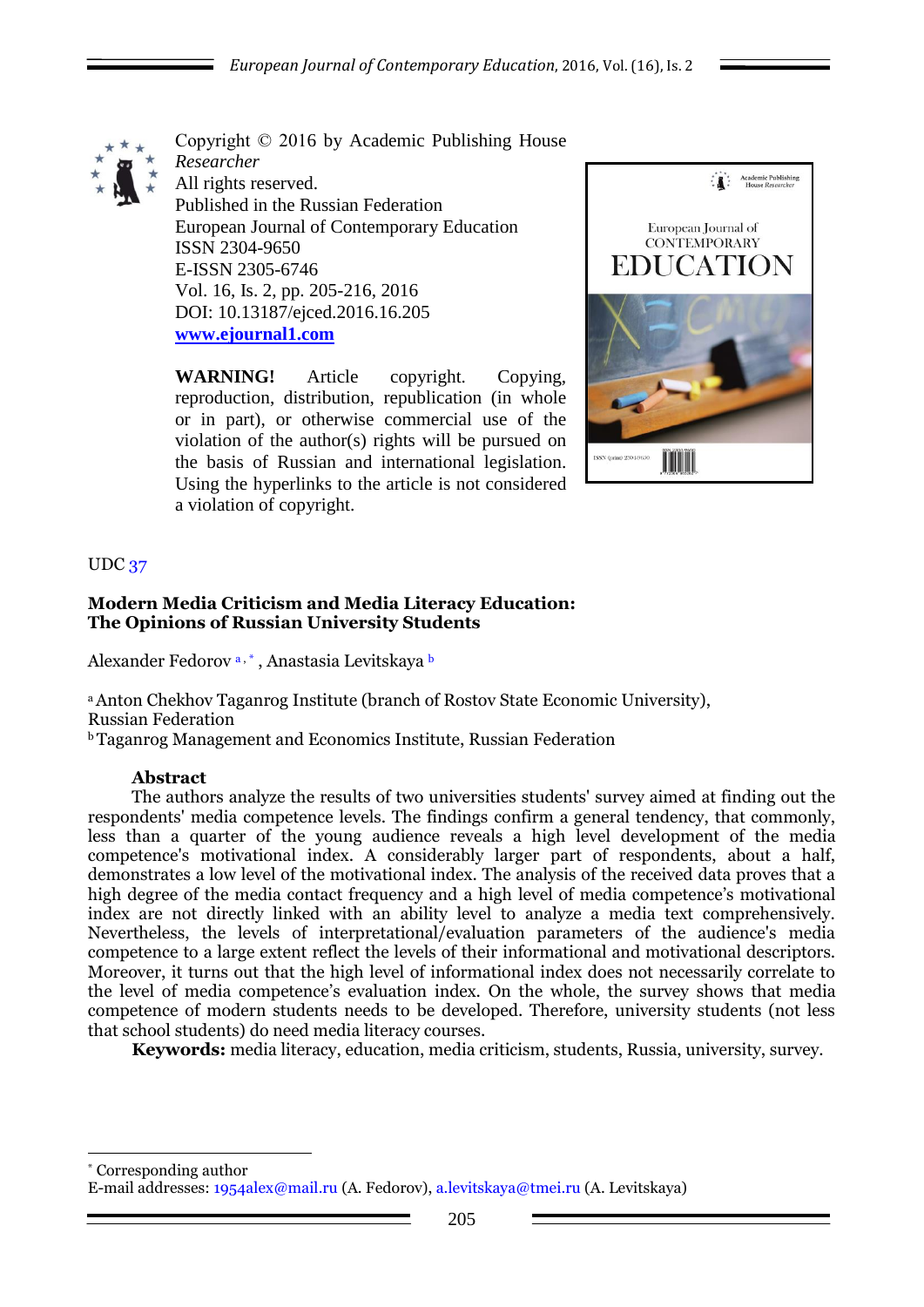Copyright © 2016 by Academic Publishing House *Researcher*
All rights reserved.
Published in the Russian Federation
European Journal of Contemporary Education
ISSN 2304-9650
E-ISSN 2305-6746
Vol. 16, Is. 2, pp. 205-216, 2016
DOI: 10.13187/ejced.2016.16.205
**www.ejournal1.com**

**WARNING!** Article copyright. Copying, reproduction, distribution, republication (in whole or in part), or otherwise commercial use of the violation of the author(s) rights will be pursued on the basis of Russian and international legislation. Using the hyperlinks to the article is not considered a violation of copyright.

UDC 37

# Modern Media Criticism and Media Literacy Education: The Opinions of Russian University Students

Alexander Fedorov [a,*], Anastasia Levitskaya [b]

[a] Anton Chekhov Taganrog Institute (branch of Rostov State Economic University), Russian Federation
[b] Taganrog Management and Economics Institute, Russian Federation

## Abstract

The authors analyze the results of two universities students' survey aimed at finding out the respondents' media competence levels. The findings confirm a general tendency, that commonly, less than a quarter of the young audience reveals a high level development of the media competence's motivational index. A considerably larger part of respondents, about a half, demonstrates a low level of the motivational index. The analysis of the received data proves that a high degree of the media contact frequency and a high level of media competence's motivational index are not directly linked with an ability level to analyze a media text comprehensively. Nevertheless, the levels of interpretational/evaluation parameters of the audience's media competence to a large extent reflect the levels of their informational and motivational descriptors. Moreover, it turns out that the high level of informational index does not necessarily correlate to the level of media competence's evaluation index. On the whole, the survey shows that media competence of modern students needs to be developed. Therefore, university students (not less that school students) do need media literacy courses.

**Keywords:** media literacy, education, media criticism, students, Russia, university, survey.

---

\* Corresponding author
E-mail addresses: 1954alex@mail.ru (A. Fedorov), a.levitskaya@tmei.ru (A. Levitskaya)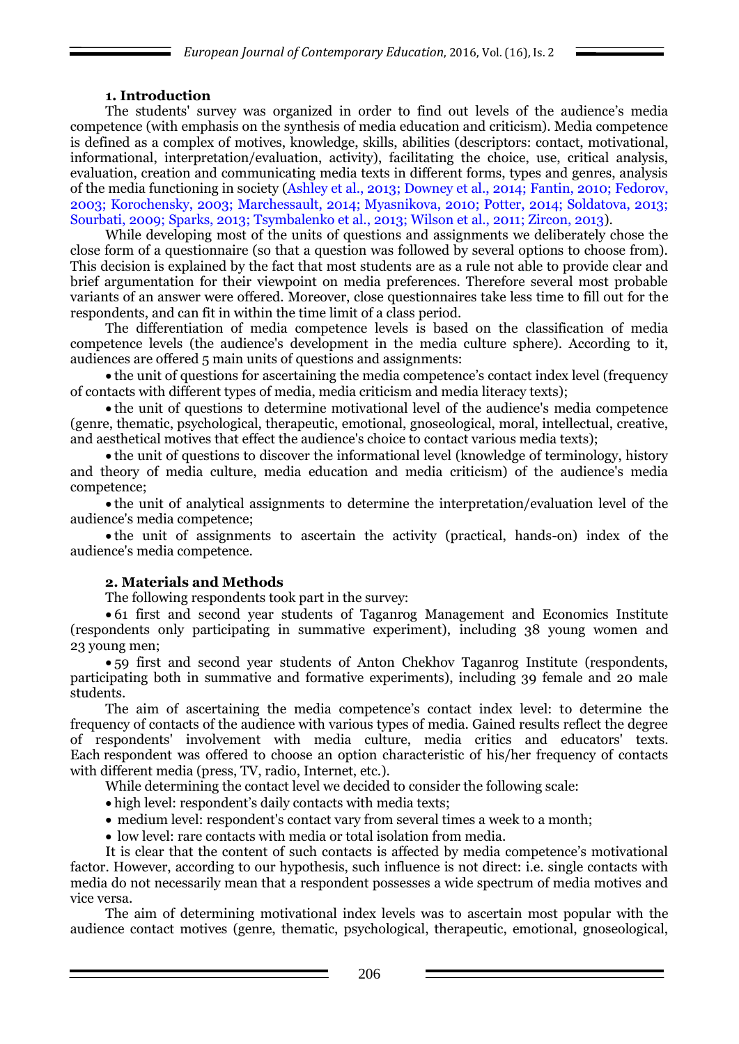## 1. Introduction

The students' survey was organized in order to find out levels of the audience's media competence (with emphasis on the synthesis of media education and criticism). Media competence is defined as a complex of motives, knowledge, skills, abilities (descriptors: contact, motivational, informational, interpretation/evaluation, activity), facilitating the choice, use, critical analysis, evaluation, creation and communicating media texts in different forms, types and genres, analysis of the media functioning in society (Ashley et al., 2013; Downey et al., 2014; Fantin, 2010; Fedorov, 2003; Korochensky, 2003; Marchessault, 2014; Myasnikova, 2010; Potter, 2014; Soldatova, 2013; Sourbati, 2009; Sparks, 2013; Tsymbalenko et al., 2013; Wilson et al., 2011; Zircon, 2013).

While developing most of the units of questions and assignments we deliberately chose the close form of a questionnaire (so that a question was followed by several options to choose from). This decision is explained by the fact that most students are as a rule not able to provide clear and brief argumentation for their viewpoint on media preferences. Therefore several most probable variants of an answer were offered. Moreover, close questionnaires take less time to fill out for the respondents, and can fit in within the time limit of a class period.

The differentiation of media competence levels is based on the classification of media competence levels (the audience's development in the media culture sphere). According to it, audiences are offered 5 main units of questions and assignments:

- the unit of questions for ascertaining the media competence's contact index level (frequency of contacts with different types of media, media criticism and media literacy texts);
- the unit of questions to determine motivational level of the audience's media competence (genre, thematic, psychological, therapeutic, emotional, gnoseological, moral, intellectual, creative, and aesthetical motives that effect the audience's choice to contact various media texts);
- the unit of questions to discover the informational level (knowledge of terminology, history and theory of media culture, media education and media criticism) of the audience's media competence;
- the unit of analytical assignments to determine the interpretation/evaluation level of the audience's media competence;
- the unit of assignments to ascertain the activity (practical, hands-on) index of the audience's media competence.

## 2. Materials and Methods

The following respondents took part in the survey:

- 61 first and second year students of Taganrog Management and Economics Institute (respondents only participating in summative experiment), including 38 young women and 23 young men;
- 59 first and second year students of Anton Chekhov Taganrog Institute (respondents, participating both in summative and formative experiments), including 39 female and 20 male students.

The aim of ascertaining the media competence's contact index level: to determine the frequency of contacts of the audience with various types of media. Gained results reflect the degree of respondents' involvement with media culture, media critics and educators' texts. Each respondent was offered to choose an option characteristic of his/her frequency of contacts with different media (press, TV, radio, Internet, etc.).

While determining the contact level we decided to consider the following scale:

- high level: respondent's daily contacts with media texts;
- medium level: respondent's contact vary from several times a week to a month;
- low level: rare contacts with media or total isolation from media.

It is clear that the content of such contacts is affected by media competence's motivational factor. However, according to our hypothesis, such influence is not direct: i.e. single contacts with media do not necessarily mean that a respondent possesses a wide spectrum of media motives and vice versa.

The aim of determining motivational index levels was to ascertain most popular with the audience contact motives (genre, thematic, psychological, therapeutic, emotional, gnoseological,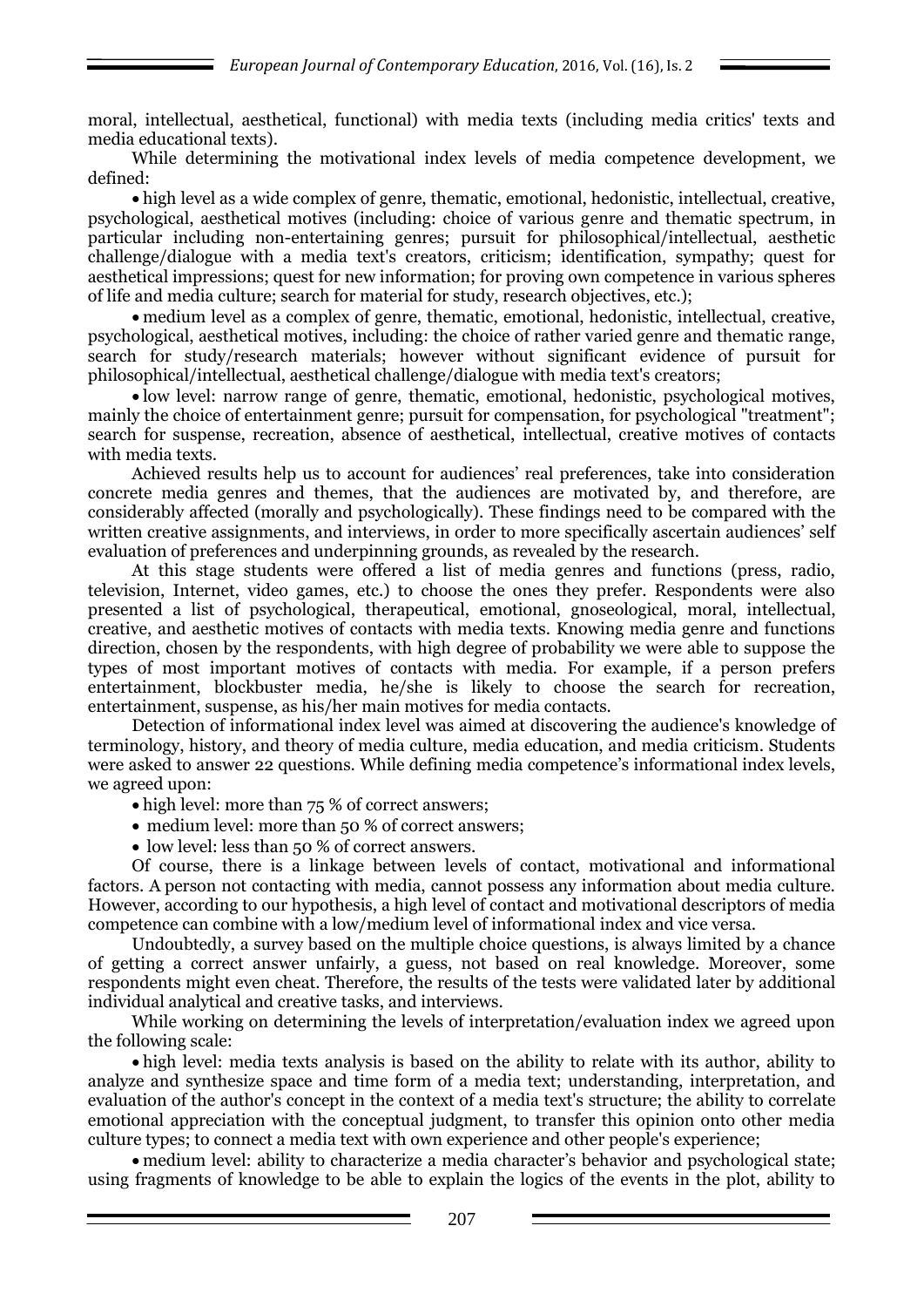moral, intellectual, aesthetical, functional) with media texts (including media critics' texts and media educational texts).

While determining the motivational index levels of media competence development, we defined:

- high level as a wide complex of genre, thematic, emotional, hedonistic, intellectual, creative, psychological, aesthetical motives (including: choice of various genre and thematic spectrum, in particular including non-entertaining genres; pursuit for philosophical/intellectual, aesthetic challenge/dialogue with a media text's creators, criticism; identification, sympathy; quest for aesthetical impressions; quest for new information; for proving own competence in various spheres of life and media culture; search for material for study, research objectives, etc.);
- medium level as a complex of genre, thematic, emotional, hedonistic, intellectual, creative, psychological, aesthetical motives, including: the choice of rather varied genre and thematic range, search for study/research materials; however without significant evidence of pursuit for philosophical/intellectual, aesthetical challenge/dialogue with media text's creators;
- low level: narrow range of genre, thematic, emotional, hedonistic, psychological motives, mainly the choice of entertainment genre; pursuit for compensation, for psychological "treatment"; search for suspense, recreation, absence of aesthetical, intellectual, creative motives of contacts with media texts.

Achieved results help us to account for audiences' real preferences, take into consideration concrete media genres and themes, that the audiences are motivated by, and therefore, are considerably affected (morally and psychologically). These findings need to be compared with the written creative assignments, and interviews, in order to more specifically ascertain audiences' self evaluation of preferences and underpinning grounds, as revealed by the research.

At this stage students were offered a list of media genres and functions (press, radio, television, Internet, video games, etc.) to choose the ones they prefer. Respondents were also presented a list of psychological, therapeutical, emotional, gnoseological, moral, intellectual, creative, and aesthetic motives of contacts with media texts. Knowing media genre and functions direction, chosen by the respondents, with high degree of probability we were able to suppose the types of most important motives of contacts with media. For example, if a person prefers entertainment, blockbuster media, he/she is likely to choose the search for recreation, entertainment, suspense, as his/her main motives for media contacts.

Detection of informational index level was aimed at discovering the audience's knowledge of terminology, history, and theory of media culture, media education, and media criticism. Students were asked to answer 22 questions. While defining media competence's informational index levels, we agreed upon:

- high level: more than 75 % of correct answers;
- medium level: more than 50 % of correct answers;
- low level: less than 50 % of correct answers.

Of course, there is a linkage between levels of contact, motivational and informational factors. A person not contacting with media, cannot possess any information about media culture. However, according to our hypothesis, a high level of contact and motivational descriptors of media competence can combine with a low/medium level of informational index and vice versa.

Undoubtedly, a survey based on the multiple choice questions, is always limited by a chance of getting a correct answer unfairly, a guess, not based on real knowledge. Moreover, some respondents might even cheat. Therefore, the results of the tests were validated later by additional individual analytical and creative tasks, and interviews.

While working on determining the levels of interpretation/evaluation index we agreed upon the following scale:

- high level: media texts analysis is based on the ability to relate with its author, ability to analyze and synthesize space and time form of a media text; understanding, interpretation, and evaluation of the author's concept in the context of a media text's structure; the ability to correlate emotional appreciation with the conceptual judgment, to transfer this opinion onto other media culture types; to connect a media text with own experience and other people's experience;
- medium level: ability to characterize a media character's behavior and psychological state; using fragments of knowledge to be able to explain the logics of the events in the plot, ability to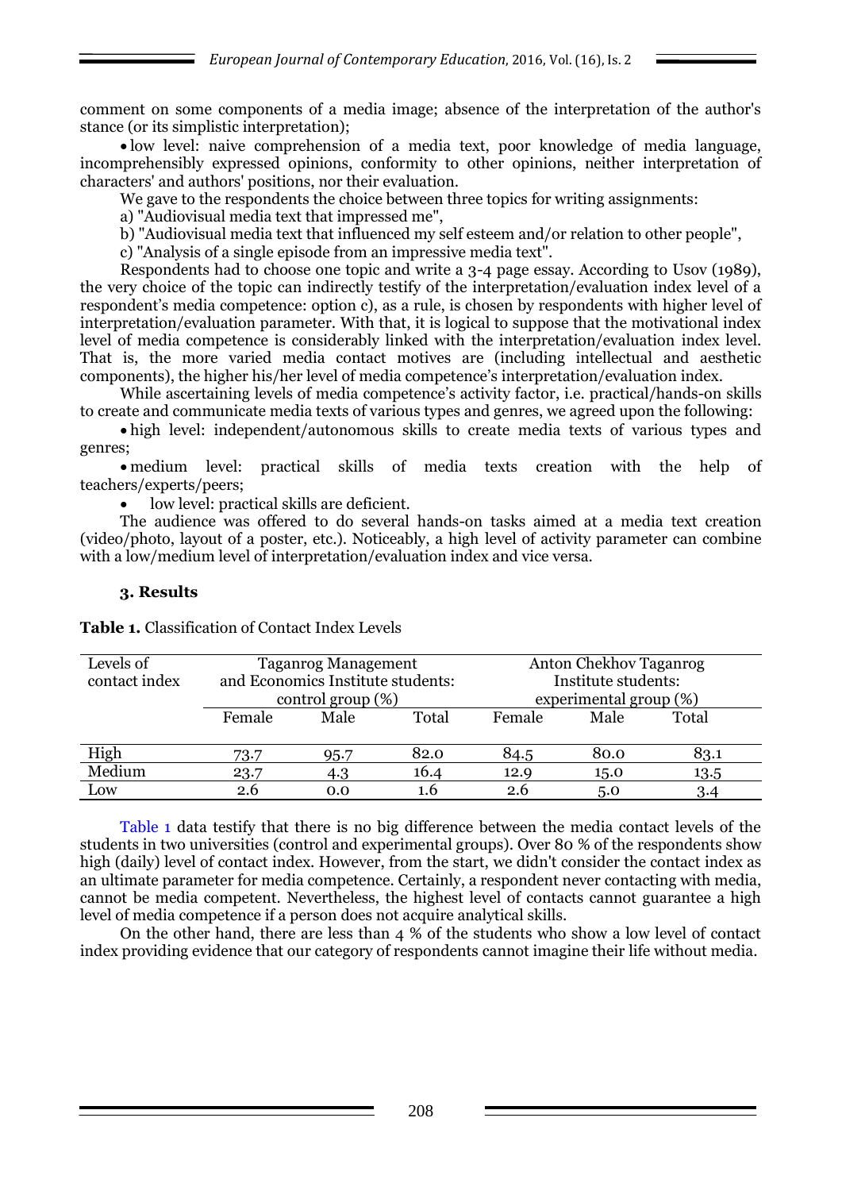comment on some components of a media image; absence of the interpretation of the author's stance (or its simplistic interpretation);

- low level: naive comprehension of a media text, poor knowledge of media language, incomprehensibly expressed opinions, conformity to other opinions, neither interpretation of characters' and authors' positions, nor their evaluation.

We gave to the respondents the choice between three topics for writing assignments:

a) "Audiovisual media text that impressed me",

b) "Audiovisual media text that influenced my self esteem and/or relation to other people",

c) "Analysis of a single episode from an impressive media text".

Respondents had to choose one topic and write a 3-4 page essay. According to Usov (1989), the very choice of the topic can indirectly testify of the interpretation/evaluation index level of a respondent's media competence: option c), as a rule, is chosen by respondents with higher level of interpretation/evaluation parameter. With that, it is logical to suppose that the motivational index level of media competence is considerably linked with the interpretation/evaluation index level. That is, the more varied media contact motives are (including intellectual and aesthetic components), the higher his/her level of media competence's interpretation/evaluation index.

While ascertaining levels of media competence's activity factor, i.e. practical/hands-on skills to create and communicate media texts of various types and genres, we agreed upon the following:

- high level: independent/autonomous skills to create media texts of various types and genres;
- medium level: practical skills of media texts creation with the help of teachers/experts/peers;
- low level: practical skills are deficient.

The audience was offered to do several hands-on tasks aimed at a media text creation (video/photo, layout of a poster, etc.). Noticeably, a high level of activity parameter can combine with a low/medium level of interpretation/evaluation index and vice versa.

### 3. Results

**Table 1.** Classification of Contact Index Levels

| Levels of contact index | Taganrog Management and Economics Institute students: control group (%) | | | Anton Chekhov Taganrog Institute students: experimental group (%) | | |
|---|---|---|---|---|---|---|
| | Female | Male | Total | Female | Male | Total |
| High | 73.7 | 95.7 | 82.0 | 84.5 | 80.0 | 83.1 |
| Medium | 23.7 | 4.3 | 16.4 | 12.9 | 15.0 | 13.5 |
| Low | 2.6 | 0.0 | 1.6 | 2.6 | 5.0 | 3.4 |

Table 1 data testify that there is no big difference between the media contact levels of the students in two universities (control and experimental groups). Over 80 % of the respondents show high (daily) level of contact index. However, from the start, we didn't consider the contact index as an ultimate parameter for media competence. Certainly, a respondent never contacting with media, cannot be media competent. Nevertheless, the highest level of contacts cannot guarantee a high level of media competence if a person does not acquire analytical skills.

On the other hand, there are less than 4 % of the students who show a low level of contact index providing evidence that our category of respondents cannot imagine their life without media.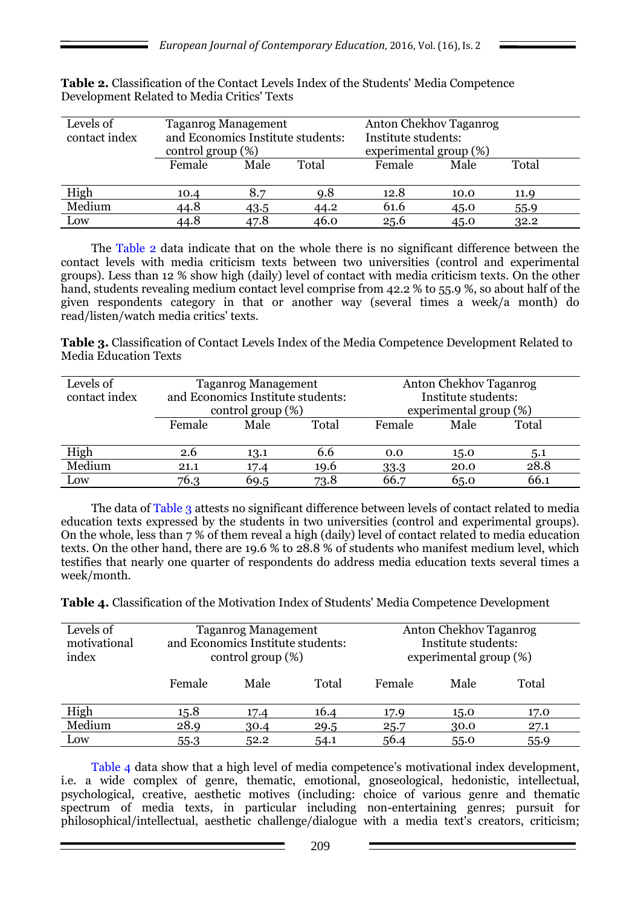**Table 2.** Classification of the Contact Levels Index of the Students' Media Competence Development Related to Media Critics' Texts

| Levels of contact index | Taganrog Management and Economics Institute students: control group (%) | | | Anton Chekhov Taganrog Institute students: experimental group (%) | | |
|---|---|---|---|---|---|---|
| | Female | Male | Total | Female | Male | Total |
| High | 10.4 | 8.7 | 9.8 | 12.8 | 10.0 | 11.9 |
| Medium | 44.8 | 43.5 | 44.2 | 61.6 | 45.0 | 55.9 |
| Low | 44.8 | 47.8 | 46.0 | 25.6 | 45.0 | 32.2 |

The Table 2 data indicate that on the whole there is no significant difference between the contact levels with media criticism texts between two universities (control and experimental groups). Less than 12 % show high (daily) level of contact with media criticism texts. On the other hand, students revealing medium contact level comprise from 42.2 % to 55.9 %, so about half of the given respondents category in that or another way (several times a week/a month) do read/listen/watch media critics' texts.

**Table 3.** Classification of Contact Levels Index of the Media Competence Development Related to Media Education Texts

| Levels of contact index | Taganrog Management and Economics Institute students: control group (%) | | | Anton Chekhov Taganrog Institute students: experimental group (%) | | |
|---|---|---|---|---|---|---|
| | Female | Male | Total | Female | Male | Total |
| High | 2.6 | 13.1 | 6.6 | 0.0 | 15.0 | 5.1 |
| Medium | 21.1 | 17.4 | 19.6 | 33.3 | 20.0 | 28.8 |
| Low | 76.3 | 69.5 | 73.8 | 66.7 | 65.0 | 66.1 |

The data of Table 3 attests no significant difference between levels of contact related to media education texts expressed by the students in two universities (control and experimental groups). On the whole, less than 7 % of them reveal a high (daily) level of contact related to media education texts. On the other hand, there are 19.6 % to 28.8 % of students who manifest medium level, which testifies that nearly one quarter of respondents do address media education texts several times a week/month.

**Table 4.** Classification of the Motivation Index of Students' Media Competence Development

| Levels of motivational index | Taganrog Management and Economics Institute students: control group (%) | | | Anton Chekhov Taganrog Institute students: experimental group (%) | | |
|---|---|---|---|---|---|---|
| | Female | Male | Total | Female | Male | Total |
| High | 15.8 | 17.4 | 16.4 | 17.9 | 15.0 | 17.0 |
| Medium | 28.9 | 30.4 | 29.5 | 25.7 | 30.0 | 27.1 |
| Low | 55.3 | 52.2 | 54.1 | 56.4 | 55.0 | 55.9 |

Table 4 data show that a high level of media competence's motivational index development, i.e. a wide complex of genre, thematic, emotional, gnoseological, hedonistic, intellectual, psychological, creative, aesthetic motives (including: choice of various genre and thematic spectrum of media texts, in particular including non-entertaining genres; pursuit for philosophical/intellectual, aesthetic challenge/dialogue with a media text's creators, criticism;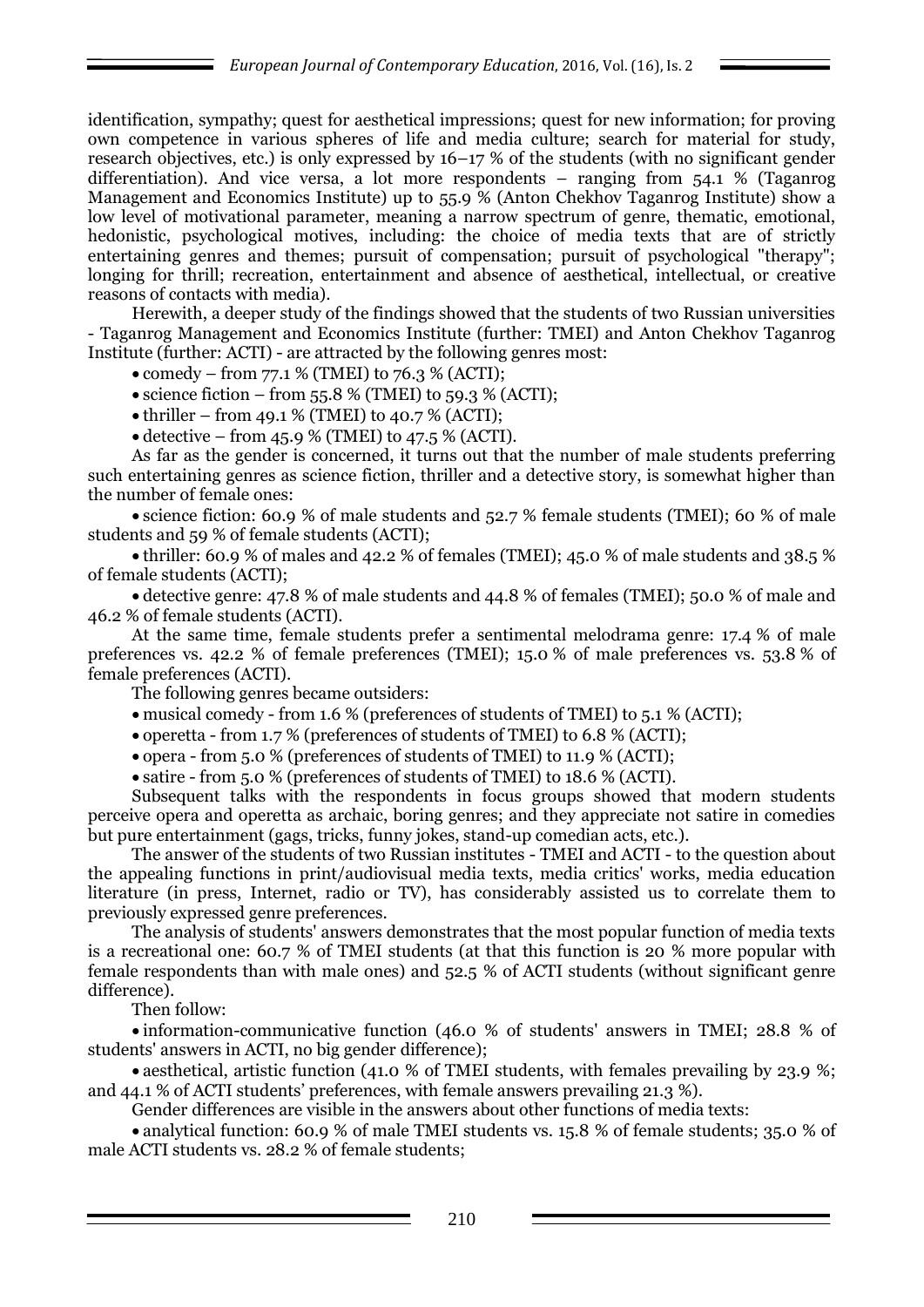identification, sympathy; quest for aesthetical impressions; quest for new information; for proving own competence in various spheres of life and media culture; search for material for study, research objectives, etc.) is only expressed by 16–17 % of the students (with no significant gender differentiation). And vice versa, a lot more respondents – ranging from 54.1 % (Taganrog Management and Economics Institute) up to 55.9 % (Anton Chekhov Taganrog Institute) show a low level of motivational parameter, meaning a narrow spectrum of genre, thematic, emotional, hedonistic, psychological motives, including: the choice of media texts that are of strictly entertaining genres and themes; pursuit of compensation; pursuit of psychological "therapy"; longing for thrill; recreation, entertainment and absence of aesthetical, intellectual, or creative reasons of contacts with media).

Herewith, a deeper study of the findings showed that the students of two Russian universities - Taganrog Management and Economics Institute (further: TMEI) and Anton Chekhov Taganrog Institute (further: ACTI) - are attracted by the following genres most:

- comedy – from 77.1 % (TMEI) to 76.3 % (ACTI);
- science fiction – from 55.8 % (TMEI) to 59.3 % (ACTI);
- thriller – from 49.1 % (TMEI) to 40.7 % (ACTI);
- detective – from 45.9 % (TMEI) to 47.5 % (ACTI).

As far as the gender is concerned, it turns out that the number of male students preferring such entertaining genres as science fiction, thriller and a detective story, is somewhat higher than the number of female ones:

- science fiction: 60.9 % of male students and 52.7 % female students (TMEI); 60 % of male students and 59 % of female students (ACTI);
- thriller: 60.9 % of males and 42.2 % of females (TMEI); 45.0 % of male students and 38.5 % of female students (ACTI);
- detective genre: 47.8 % of male students and 44.8 % of females (TMEI); 50.0 % of male and 46.2 % of female students (ACTI).

At the same time, female students prefer a sentimental melodrama genre: 17.4 % of male preferences vs. 42.2 % of female preferences (TMEI); 15.0 % of male preferences vs. 53.8 % of female preferences (ACTI).

The following genres became outsiders:

- musical comedy - from 1.6 % (preferences of students of TMEI) to 5.1 % (ACTI);
- operetta - from 1.7 % (preferences of students of TMEI) to 6.8 % (ACTI);
- opera - from 5.0 % (preferences of students of TMEI) to 11.9 % (ACTI);
- satire - from 5.0 % (preferences of students of TMEI) to 18.6 % (ACTI).

Subsequent talks with the respondents in focus groups showed that modern students perceive opera and operetta as archaic, boring genres; and they appreciate not satire in comedies but pure entertainment (gags, tricks, funny jokes, stand-up comedian acts, etc.).

The answer of the students of two Russian institutes - TMEI and ACTI - to the question about the appealing functions in print/audiovisual media texts, media critics' works, media education literature (in press, Internet, radio or TV), has considerably assisted us to correlate them to previously expressed genre preferences.

The analysis of students' answers demonstrates that the most popular function of media texts is a recreational one: 60.7 % of TMEI students (at that this function is 20 % more popular with female respondents than with male ones) and 52.5 % of ACTI students (without significant genre difference).

Then follow:

- information-communicative function (46.0 % of students' answers in TMEI; 28.8 % of students' answers in ACTI, no big gender difference);
- aesthetical, artistic function (41.0 % of TMEI students, with females prevailing by 23.9 %; and 44.1 % of ACTI students' preferences, with female answers prevailing 21.3 %).

Gender differences are visible in the answers about other functions of media texts:

- analytical function: 60.9 % of male TMEI students vs. 15.8 % of female students; 35.0 % of male ACTI students vs. 28.2 % of female students;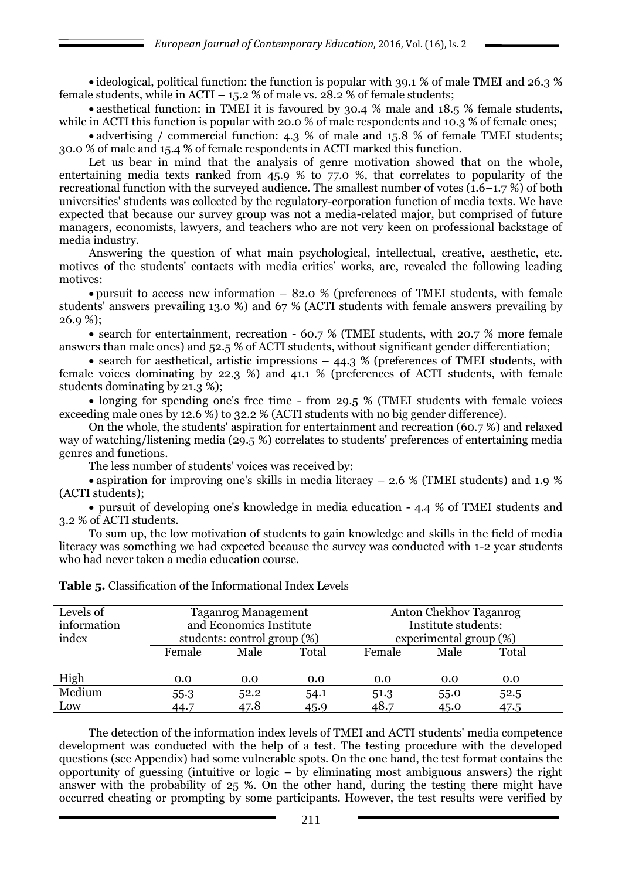- ideological, political function: the function is popular with 39.1 % of male TMEI and 26.3 % female students, while in ACTI – 15.2 % of male vs. 28.2 % of female students;
- aesthetical function: in TMEI it is favoured by 30.4 % male and 18.5 % female students, while in ACTI this function is popular with 20.0 % of male respondents and 10.3 % of female ones;
- advertising / commercial function: 4.3 % of male and 15.8 % of female TMEI students; 30.0 % of male and 15.4 % of female respondents in ACTI marked this function.

Let us bear in mind that the analysis of genre motivation showed that on the whole, entertaining media texts ranked from 45.9 % to 77.0 %, that correlates to popularity of the recreational function with the surveyed audience. The smallest number of votes (1.6–1.7 %) of both universities' students was collected by the regulatory-corporation function of media texts. We have expected that because our survey group was not a media-related major, but comprised of future managers, economists, lawyers, and teachers who are not very keen on professional backstage of media industry.

Answering the question of what main psychological, intellectual, creative, aesthetic, etc. motives of the students' contacts with media critics' works, are, revealed the following leading motives:

- pursuit to access new information – 82.0 % (preferences of TMEI students, with female students' answers prevailing 13.0 %) and 67 % (ACTI students with female answers prevailing by 26.9 %);
- search for entertainment, recreation - 60.7 % (TMEI students, with 20.7 % more female answers than male ones) and 52.5 % of ACTI students, without significant gender differentiation;
- search for aesthetical, artistic impressions – 44.3 % (preferences of TMEI students, with female voices dominating by 22.3 %) and 41.1 % (preferences of ACTI students, with female students dominating by 21.3 %);
- longing for spending one's free time - from 29.5 % (TMEI students with female voices exceeding male ones by 12.6 %) to 32.2 % (ACTI students with no big gender difference).

On the whole, the students' aspiration for entertainment and recreation (60.7 %) and relaxed way of watching/listening media (29.5 %) correlates to students' preferences of entertaining media genres and functions.

The less number of students' voices was received by:

- aspiration for improving one's skills in media literacy – 2.6 % (TMEI students) and 1.9 % (ACTI students);
- pursuit of developing one's knowledge in media education - 4.4 % of TMEI students and 3.2 % of ACTI students.

To sum up, the low motivation of students to gain knowledge and skills in the field of media literacy was something we had expected because the survey was conducted with 1-2 year students who had never taken a media education course.

**Table 5.** Classification of the Informational Index Levels

| Levels of information index | Taganrog Management and Economics Institute students: control group (%) | | | Anton Chekhov Taganrog Institute students: experimental group (%) | | |
|---|---|---|---|---|---|---|
| | Female | Male | Total | Female | Male | Total |
| High | 0.0 | 0.0 | 0.0 | 0.0 | 0.0 | 0.0 |
| Medium | 55.3 | 52.2 | 54.1 | 51.3 | 55.0 | 52.5 |
| Low | 44.7 | 47.8 | 45.9 | 48.7 | 45.0 | 47.5 |

The detection of the information index levels of TMEI and ACTI students' media competence development was conducted with the help of a test. The testing procedure with the developed questions (see Appendix) had some vulnerable spots. On the one hand, the test format contains the opportunity of guessing (intuitive or logic – by eliminating most ambiguous answers) the right answer with the probability of 25 %. On the other hand, during the testing there might have occurred cheating or prompting by some participants. However, the test results were verified by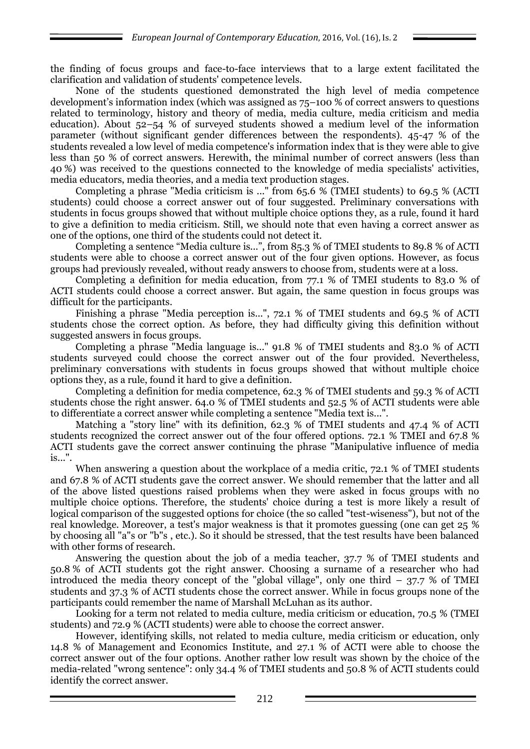the finding of focus groups and face-to-face interviews that to a large extent facilitated the clarification and validation of students' competence levels.

None of the students questioned demonstrated the high level of media competence development's information index (which was assigned as 75–100 % of correct answers to questions related to terminology, history and theory of media, media culture, media criticism and media education). About 52–54 % of surveyed students showed a medium level of the information parameter (without significant gender differences between the respondents). 45-47 % of the students revealed a low level of media competence's information index that is they were able to give less than 50 % of correct answers. Herewith, the minimal number of correct answers (less than 40 %) was received to the questions connected to the knowledge of media specialists' activities, media educators, media theories, and a media text production stages.

Completing a phrase "Media criticism is ..." from 65.6 % (TMEI students) to 69.5 % (ACTI students) could choose a correct answer out of four suggested. Preliminary conversations with students in focus groups showed that without multiple choice options they, as a rule, found it hard to give a definition to media criticism. Still, we should note that even having a correct answer as one of the options, one third of the students could not detect it.

Completing a sentence "Media culture is...", from 85.3 % of TMEI students to 89.8 % of ACTI students were able to choose a correct answer out of the four given options. However, as focus groups had previously revealed, without ready answers to choose from, students were at a loss.

Completing a definition for media education, from 77.1 % of TMEI students to 83.0 % of ACTI students could choose a correct answer. But again, the same question in focus groups was difficult for the participants.

Finishing a phrase "Media perception is...", 72.1 % of TMEI students and 69.5 % of ACTI students chose the correct option. As before, they had difficulty giving this definition without suggested answers in focus groups.

Completing a phrase "Media language is..." 91.8 % of TMEI students and 83.0 % of ACTI students surveyed could choose the correct answer out of the four provided. Nevertheless, preliminary conversations with students in focus groups showed that without multiple choice options they, as a rule, found it hard to give a definition.

Completing a definition for media competence, 62.3 % of TMEI students and 59.3 % of ACTI students chose the right answer. 64.0 % of TMEI students and 52.5 % of ACTI students were able to differentiate a correct answer while completing a sentence "Media text is...".

Matching a "story line" with its definition, 62.3 % of TMEI students and 47.4 % of ACTI students recognized the correct answer out of the four offered options. 72.1 % TMEI and 67.8 % ACTI students gave the correct answer continuing the phrase "Manipulative influence of media is...".

When answering a question about the workplace of a media critic, 72.1 % of TMEI students and 67.8 % of ACTI students gave the correct answer. We should remember that the latter and all of the above listed questions raised problems when they were asked in focus groups with no multiple choice options. Therefore, the students' choice during a test is more likely a result of logical comparison of the suggested options for choice (the so called "test-wiseness"), but not of the real knowledge. Moreover, a test's major weakness is that it promotes guessing (one can get 25 % by choosing all "a"s or "b"s , etc.). So it should be stressed, that the test results have been balanced with other forms of research.

Answering the question about the job of a media teacher, 37.7 % of TMEI students and 50.8 % of ACTI students got the right answer. Choosing a surname of a researcher who had introduced the media theory concept of the "global village", only one third – 37.7 % of TMEI students and 37.3 % of ACTI students chose the correct answer. While in focus groups none of the participants could remember the name of Marshall McLuhan as its author.

Looking for a term not related to media culture, media criticism or education, 70.5 % (TMEI students) and 72.9 % (ACTI students) were able to choose the correct answer.

However, identifying skills, not related to media culture, media criticism or education, only 14.8 % of Management and Economics Institute, and 27.1 % of ACTI were able to choose the correct answer out of the four options. Another rather low result was shown by the choice of the media-related "wrong sentence": only 34.4 % of TMEI students and 50.8 % of ACTI students could identify the correct answer.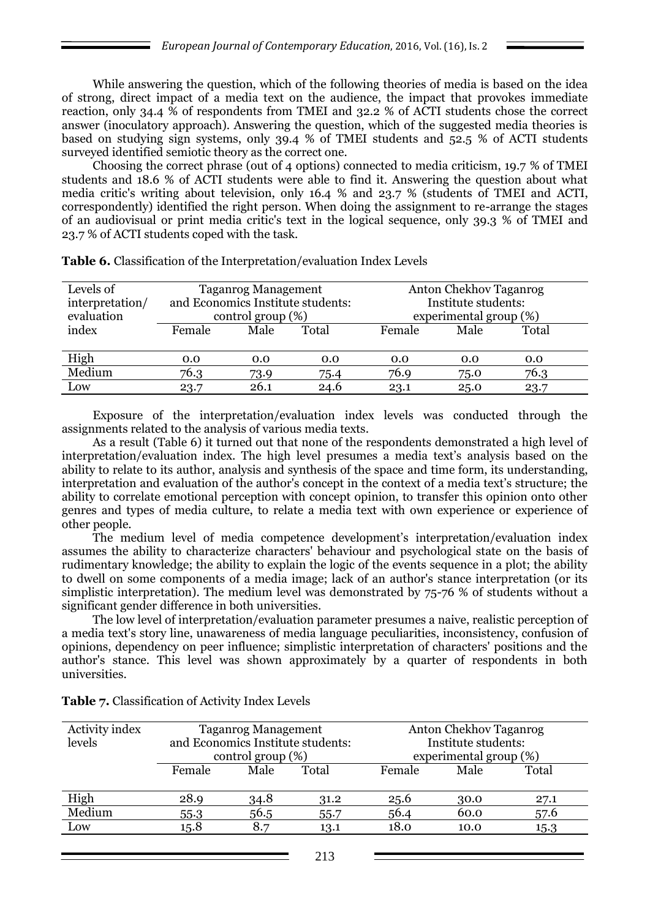While answering the question, which of the following theories of media is based on the idea of strong, direct impact of a media text on the audience, the impact that provokes immediate reaction, only 34.4 % of respondents from TMEI and 32.2 % of ACTI students chose the correct answer (inoculatory approach). Answering the question, which of the suggested media theories is based on studying sign systems, only 39.4 % of TMEI students and 52.5 % of ACTI students surveyed identified semiotic theory as the correct one.

Choosing the correct phrase (out of 4 options) connected to media criticism, 19.7 % of TMEI students and 18.6 % of ACTI students were able to find it. Answering the question about what media critic's writing about television, only 16.4 % and 23.7 % (students of TMEI and ACTI, correspondently) identified the right person. When doing the assignment to re-arrange the stages of an audiovisual or print media critic's text in the logical sequence, only 39.3 % of TMEI and 23.7 % of ACTI students coped with the task.

**Table 6.** Classification of the Interpretation/evaluation Index Levels

| Levels of interpretation/ evaluation index | Taganrog Management and Economics Institute students: control group (%) | | | Anton Chekhov Taganrog Institute students: experimental group (%) | | |
|---|---|---|---|---|---|---|
| | Female | Male | Total | Female | Male | Total |
| High | 0.0 | 0.0 | 0.0 | 0.0 | 0.0 | 0.0 |
| Medium | 76.3 | 73.9 | 75.4 | 76.9 | 75.0 | 76.3 |
| Low | 23.7 | 26.1 | 24.6 | 23.1 | 25.0 | 23.7 |

Exposure of the interpretation/evaluation index levels was conducted through the assignments related to the analysis of various media texts.

As a result (Table 6) it turned out that none of the respondents demonstrated a high level of interpretation/evaluation index. The high level presumes a media text's analysis based on the ability to relate to its author, analysis and synthesis of the space and time form, its understanding, interpretation and evaluation of the author's concept in the context of a media text's structure; the ability to correlate emotional perception with concept opinion, to transfer this opinion onto other genres and types of media culture, to relate a media text with own experience or experience of other people.

The medium level of media competence development's interpretation/evaluation index assumes the ability to characterize characters' behaviour and psychological state on the basis of rudimentary knowledge; the ability to explain the logic of the events sequence in a plot; the ability to dwell on some components of a media image; lack of an author's stance interpretation (or its simplistic interpretation). The medium level was demonstrated by 75-76 % of students without a significant gender difference in both universities.

The low level of interpretation/evaluation parameter presumes a naive, realistic perception of a media text's story line, unawareness of media language peculiarities, inconsistency, confusion of opinions, dependency on peer influence; simplistic interpretation of characters' positions and the author's stance. This level was shown approximately by a quarter of respondents in both universities.

**Table 7.** Classification of Activity Index Levels

| Activity index levels | Taganrog Management and Economics Institute students: control group (%) | | | Anton Chekhov Taganrog Institute students: experimental group (%) | | |
|---|---|---|---|---|---|---|
| | Female | Male | Total | Female | Male | Total |
| High | 28.9 | 34.8 | 31.2 | 25.6 | 30.0 | 27.1 |
| Medium | 55.3 | 56.5 | 55.7 | 56.4 | 60.0 | 57.6 |
| Low | 15.8 | 8.7 | 13.1 | 18.0 | 10.0 | 15.3 |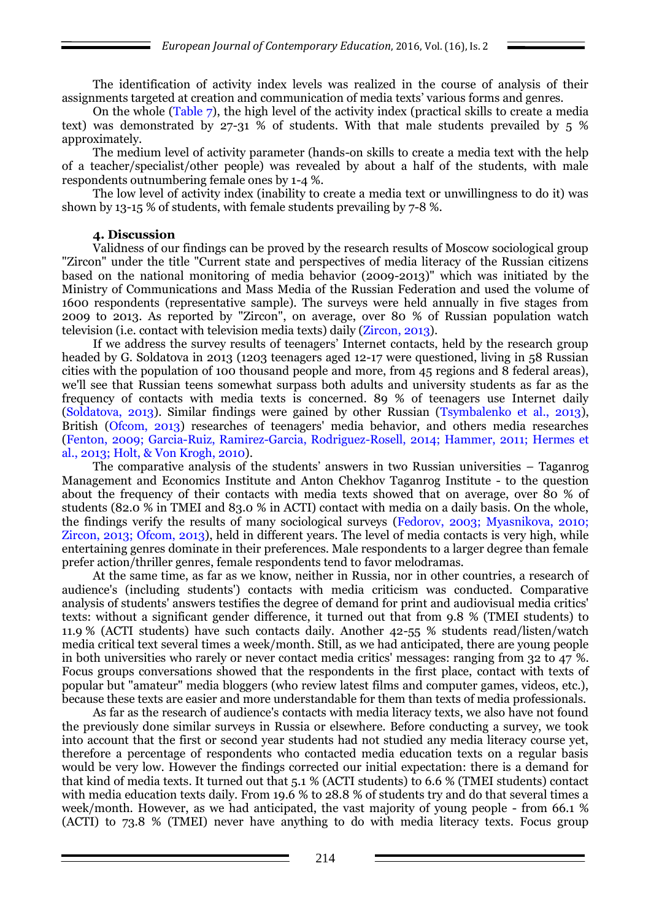The identification of activity index levels was realized in the course of analysis of their assignments targeted at creation and communication of media texts' various forms and genres.

On the whole (Table 7), the high level of the activity index (practical skills to create a media text) was demonstrated by 27-31 % of students. With that male students prevailed by 5 % approximately.

The medium level of activity parameter (hands-on skills to create a media text with the help of a teacher/specialist/other people) was revealed by about a half of the students, with male respondents outnumbering female ones by 1-4 %.

The low level of activity index (inability to create a media text or unwillingness to do it) was shown by 13-15 % of students, with female students prevailing by 7-8 %.

### 4. Discussion

Validness of our findings can be proved by the research results of Moscow sociological group "Zircon" under the title "Current state and perspectives of media literacy of the Russian citizens based on the national monitoring of media behavior (2009-2013)" which was initiated by the Ministry of Communications and Mass Media of the Russian Federation and used the volume of 1600 respondents (representative sample). The surveys were held annually in five stages from 2009 to 2013. As reported by "Zircon", on average, over 80 % of Russian population watch television (i.e. contact with television media texts) daily (Zircon, 2013).

If we address the survey results of teenagers' Internet contacts, held by the research group headed by G. Soldatova in 2013 (1203 teenagers aged 12-17 were questioned, living in 58 Russian cities with the population of 100 thousand people and more, from 45 regions and 8 federal areas), we'll see that Russian teens somewhat surpass both adults and university students as far as the frequency of contacts with media texts is concerned. 89 % of teenagers use Internet daily (Soldatova, 2013). Similar findings were gained by other Russian (Tsymbalenko et al., 2013), British (Ofcom, 2013) researches of teenagers' media behavior, and others media researches (Fenton, 2009; Garcia-Ruiz, Ramirez-Garcia, Rodriguez-Rosell, 2014; Hammer, 2011; Hermes et al., 2013; Holt, & Von Krogh, 2010).

The comparative analysis of the students' answers in two Russian universities – Taganrog Management and Economics Institute and Anton Chekhov Taganrog Institute - to the question about the frequency of their contacts with media texts showed that on average, over 80 % of students (82.0 % in TMEI and 83.0 % in ACTI) contact with media on a daily basis. On the whole, the findings verify the results of many sociological surveys (Fedorov, 2003; Myasnikova, 2010; Zircon, 2013; Ofcom, 2013), held in different years. The level of media contacts is very high, while entertaining genres dominate in their preferences. Male respondents to a larger degree than female prefer action/thriller genres, female respondents tend to favor melodramas.

At the same time, as far as we know, neither in Russia, nor in other countries, a research of audience's (including students') contacts with media criticism was conducted. Comparative analysis of students' answers testifies the degree of demand for print and audiovisual media critics' texts: without a significant gender difference, it turned out that from 9.8 % (TMEI students) to 11.9 % (ACTI students) have such contacts daily. Another 42-55 % students read/listen/watch media critical text several times a week/month. Still, as we had anticipated, there are young people in both universities who rarely or never contact media critics' messages: ranging from 32 to 47 %. Focus groups conversations showed that the respondents in the first place, contact with texts of popular but "amateur" media bloggers (who review latest films and computer games, videos, etc.), because these texts are easier and more understandable for them than texts of media professionals.

As far as the research of audience's contacts with media literacy texts, we also have not found the previously done similar surveys in Russia or elsewhere. Before conducting a survey, we took into account that the first or second year students had not studied any media literacy course yet, therefore a percentage of respondents who contacted media education texts on a regular basis would be very low. However the findings corrected our initial expectation: there is a demand for that kind of media texts. It turned out that 5.1 % (ACTI students) to 6.6 % (TMEI students) contact with media education texts daily. From 19.6 % to 28.8 % of students try and do that several times a week/month. However, as we had anticipated, the vast majority of young people - from 66.1 % (ACTI) to 73.8 % (TMEI) never have anything to do with media literacy texts. Focus group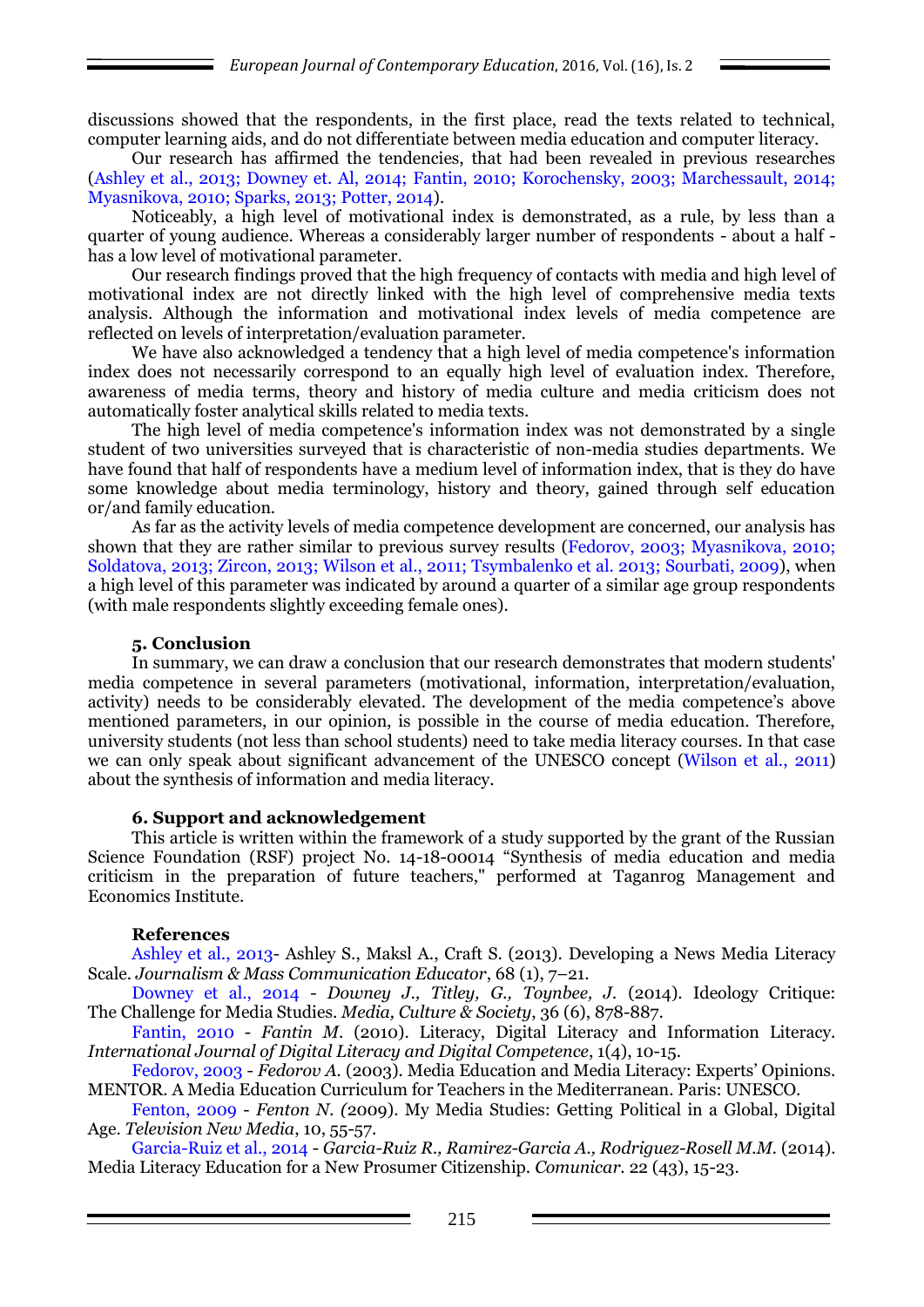discussions showed that the respondents, in the first place, read the texts related to technical, computer learning aids, and do not differentiate between media education and computer literacy.

Our research has affirmed the tendencies, that had been revealed in previous researches (Ashley et al., 2013; Downey et. Al, 2014; Fantin, 2010; Korochensky, 2003; Marchessault, 2014; Myasnikova, 2010; Sparks, 2013; Potter, 2014).

Noticeably, a high level of motivational index is demonstrated, as a rule, by less than a quarter of young audience. Whereas a considerably larger number of respondents - about a half - has a low level of motivational parameter.

Our research findings proved that the high frequency of contacts with media and high level of motivational index are not directly linked with the high level of comprehensive media texts analysis. Although the information and motivational index levels of media competence are reflected on levels of interpretation/evaluation parameter.

We have also acknowledged a tendency that a high level of media competence's information index does not necessarily correspond to an equally high level of evaluation index. Therefore, awareness of media terms, theory and history of media culture and media criticism does not automatically foster analytical skills related to media texts.

The high level of media competence's information index was not demonstrated by a single student of two universities surveyed that is characteristic of non-media studies departments. We have found that half of respondents have a medium level of information index, that is they do have some knowledge about media terminology, history and theory, gained through self education or/and family education.

As far as the activity levels of media competence development are concerned, our analysis has shown that they are rather similar to previous survey results (Fedorov, 2003; Myasnikova, 2010; Soldatova, 2013; Zircon, 2013; Wilson et al., 2011; Tsymbalenko et al. 2013; Sourbati, 2009), when a high level of this parameter was indicated by around a quarter of a similar age group respondents (with male respondents slightly exceeding female ones).

### 5. Conclusion

In summary, we can draw a conclusion that our research demonstrates that modern students' media competence in several parameters (motivational, information, interpretation/evaluation, activity) needs to be considerably elevated. The development of the media competence's above mentioned parameters, in our opinion, is possible in the course of media education. Therefore, university students (not less than school students) need to take media literacy courses. In that case we can only speak about significant advancement of the UNESCO concept (Wilson et al., 2011) about the synthesis of information and media literacy.

### 6. Support and acknowledgement

This article is written within the framework of a study supported by the grant of the Russian Science Foundation (RSF) project No. 14-18-00014 "Synthesis of media education and media criticism in the preparation of future teachers," performed at Taganrog Management and Economics Institute.

### References

Ashley et al., 2013- Ashley S., Maksl A., Craft S. (2013). Developing a News Media Literacy Scale. *Journalism & Mass Communication Educator*, 68 (1), 7–21.

Downey et al., 2014 - *Downey J., Titley, G., Toynbee, J.* (2014). Ideology Critique: The Challenge for Media Studies. *Media, Culture & Society*, 36 (6), 878-887.

Fantin, 2010 - *Fantin M.* (2010). Literacy, Digital Literacy and Information Literacy. *International Journal of Digital Literacy and Digital Competence*, 1(4), 10-15.

Fedorov, 2003 - *Fedorov A.* (2003). Media Education and Media Literacy: Experts' Opinions. MENTOR. A Media Education Curriculum for Teachers in the Mediterranean. Paris: UNESCO.

Fenton, 2009 - *Fenton N. (*2009). My Media Studies: Getting Political in a Global, Digital Age. *Television New Media*, 10, 55-57.

Garcia-Ruiz et al., 2014 - *Garcia-Ruiz R., Ramirez-Garcia A., Rodriguez-Rosell M.M.* (2014). Media Literacy Education for a New Prosumer Citizenship. *Comunicar.* 22 (43), 15-23.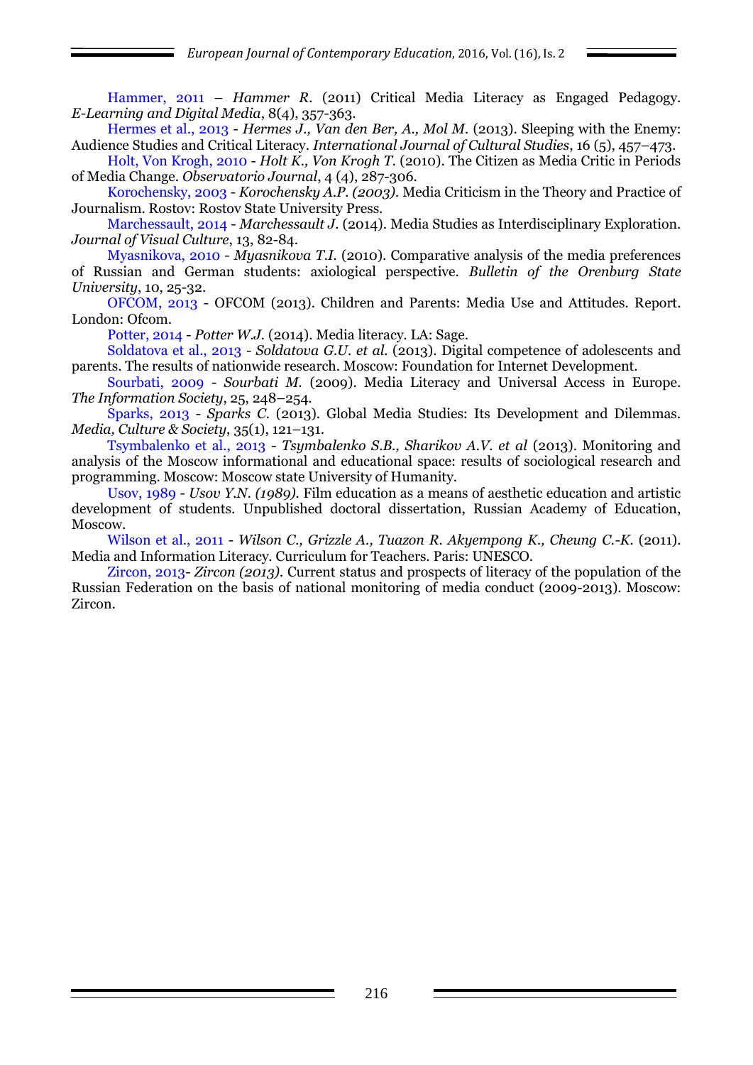Hammer, 2011 – *Hammer R*. (2011) Critical Media Literacy as Engaged Pedagogy. *E-Learning and Digital Media*, 8(4), 357-363.

Hermes et al., 2013 - *Hermes J., Van den Ber, A., Mol M*. (2013). Sleeping with the Enemy: Audience Studies and Critical Literacy. *International Journal of Cultural Studies*, 16 (5), 457–473.

Holt, Von Krogh, 2010 - *Holt K., Von Krogh T*. (2010). The Citizen as Media Critic in Periods of Media Change. *Observatorio Journal*, 4 (4), 287-306.

Korochensky, 2003 - *Korochensky A.P. (2003)*. Media Criticism in the Theory and Practice of Journalism. Rostov: Rostov State University Press.

Marchessault, 2014 - *Marchessault J*. (2014). Media Studies as Interdisciplinary Exploration. *Journal of Visual Culture*, 13, 82-84.

Myasnikova, 2010 - *Myasnikova T.I*. (2010). Comparative analysis of the media preferences of Russian and German students: axiological perspective. *Bulletin of the Orenburg State University*, 10, 25-32.

OFCOM, 2013 - OFCOM (2013). Children and Parents: Media Use and Attitudes. Report. London: Ofcom.

Potter, 2014 - *Potter W.J.* (2014). Media literacy. LA: Sage.

Soldatova et al., 2013 - *Soldatova G.U. et al*. (2013). Digital competence of adolescents and parents. The results of nationwide research. Moscow: Foundation for Internet Development.

Sourbati, 2009 - *Sourbati M*. (2009). Media Literacy and Universal Access in Europe. *The Information Society*, 25, 248–254.

Sparks, 2013 - *Sparks C*. (2013). Global Media Studies: Its Development and Dilemmas. *Media, Culture & Society*, 35(1), 121–131.

Tsymbalenko et al., 2013 - *Tsymbalenko S.B., Sharikov A.V. et al* (2013). Monitoring and analysis of the Moscow informational and educational space: results of sociological research and programming. Moscow: Moscow state University of Humanity.

Usov, 1989 - *Usov Y.N. (1989)*. Film education as a means of aesthetic education and artistic development of students. Unpublished doctoral dissertation, Russian Academy of Education, Moscow.

Wilson et al., 2011 - *Wilson C., Grizzle A., Tuazon R. Akyempong K., Cheung C.-K*. (2011). Media and Information Literacy. Curriculum for Teachers. Paris: UNESCO.

Zircon, 2013- *Zircon (2013)*. Current status and prospects of literacy of the population of the Russian Federation on the basis of national monitoring of media conduct (2009-2013). Moscow: Zircon.